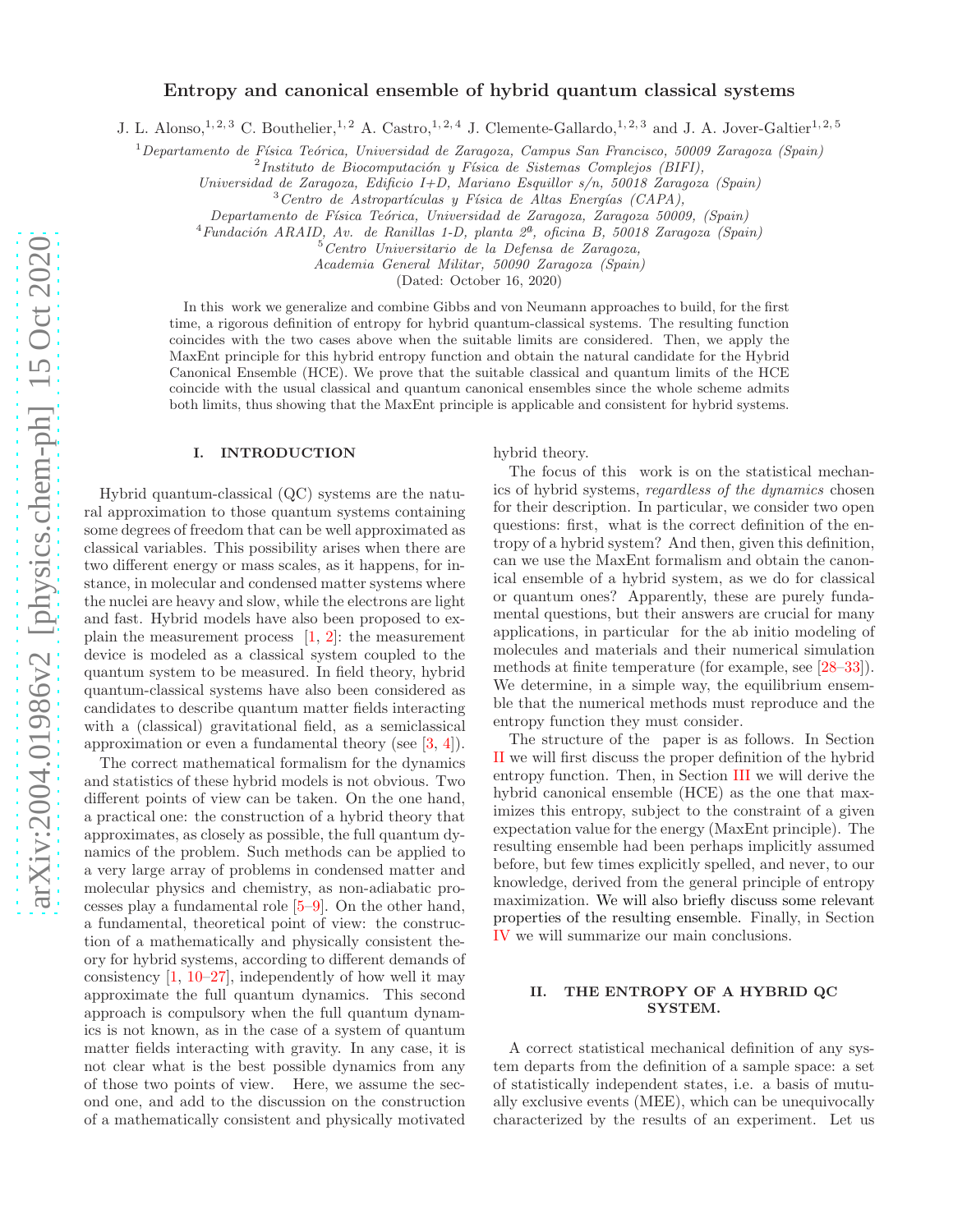# Entropy and canonical ensemble of hybrid quantum classical systems

J. L. Alonso,[1,2,3] C. Bouthelier,[1,2] A. Castro,[1,2,4] J. Clemente-Gallardo,[1,2,3] and J. A. Jover-Galtier[1,2,5]

[1] Departamento de Física Teórica, Universidad de Zaragoza, Campus San Francisco, 50009 Zaragoza (Spain)
[2] Instituto de Biocomputación y Física de Sistemas Complejos (BIFI), Universidad de Zaragoza, Edificio I+D, Mariano Esquillor s/n, 50018 Zaragoza (Spain)
[3] Centro de Astropartículas y Física de Altas Energías (CAPA), Departamento de Física Teórica, Universidad de Zaragoza, Zaragoza 50009, (Spain)
[4] Fundación ARAID, Av. de Ranillas 1-D, planta 2ª, oficina B, 50018 Zaragoza (Spain)
[5] Centro Universitario de la Defensa de Zaragoza, Academia General Militar, 50090 Zaragoza (Spain)

(Dated: October 16, 2020)

In this work we generalize and combine Gibbs and von Neumann approaches to build, for the first time, a rigorous definition of entropy for hybrid quantum-classical systems. The resulting function coincides with the two cases above when the suitable limits are considered. Then, we apply the MaxEnt principle for this hybrid entropy function and obtain the natural candidate for the Hybrid Canonical Ensemble (HCE). We prove that the suitable classical and quantum limits of the HCE coincide with the usual classical and quantum canonical ensembles since the whole scheme admits both limits, thus showing that the MaxEnt principle is applicable and consistent for hybrid systems.

## I. INTRODUCTION

Hybrid quantum-classical (QC) systems are the natural approximation to those quantum systems containing some degrees of freedom that can be well approximated as classical variables. This possibility arises when there are two different energy or mass scales, as it happens, for instance, in molecular and condensed matter systems where the nuclei are heavy and slow, while the electrons are light and fast. Hybrid models have also been proposed to explain the measurement process [1, 2]: the measurement device is modeled as a classical system coupled to the quantum system to be measured. In field theory, hybrid quantum-classical systems have also been considered as candidates to describe quantum matter fields interacting with a (classical) gravitational field, as a semiclassical approximation or even a fundamental theory (see [3, 4]).

The correct mathematical formalism for the dynamics and statistics of these hybrid models is not obvious. Two different points of view can be taken. On the one hand, a practical one: the construction of a hybrid theory that approximates, as closely as possible, the full quantum dynamics of the problem. Such methods can be applied to a very large array of problems in condensed matter and molecular physics and chemistry, as non-adiabatic processes play a fundamental role [5–9]. On the other hand, a fundamental, theoretical point of view: the construction of a mathematically and physically consistent theory for hybrid systems, according to different demands of consistency [1, 10–27], independently of how well it may approximate the full quantum dynamics. This second approach is compulsory when the full quantum dynamics is not known, as in the case of a system of quantum matter fields interacting with gravity. In any case, it is not clear what is the best possible dynamics from any of those two points of view. Here, we assume the second one, and add to the discussion on the construction of a mathematically consistent and physically motivated hybrid theory.

The focus of this work is on the statistical mechanics of hybrid systems, *regardless of the dynamics* chosen for their description. In particular, we consider two open questions: first, what is the correct definition of the entropy of a hybrid system? And then, given this definition, can we use the MaxEnt formalism and obtain the canonical ensemble of a hybrid system, as we do for classical or quantum ones? Apparently, these are purely fundamental questions, but their answers are crucial for many applications, in particular for the ab initio modeling of molecules and materials and their numerical simulation methods at finite temperature (for example, see [28–33]). We determine, in a simple way, the equilibrium ensemble that the numerical methods must reproduce and the entropy function they must consider.

The structure of the paper is as follows. In Section II we will first discuss the proper definition of the hybrid entropy function. Then, in Section III we will derive the hybrid canonical ensemble (HCE) as the one that maximizes this entropy, subject to the constraint of a given expectation value for the energy (MaxEnt principle). The resulting ensemble had been perhaps implicitly assumed before, but few times explicitly spelled, and never, to our knowledge, derived from the general principle of entropy maximization. We will also briefly discuss some relevant properties of the resulting ensemble. Finally, in Section IV we will summarize our main conclusions.

## II. THE ENTROPY OF A HYBRID QC SYSTEM.

A correct statistical mechanical definition of any system departs from the definition of a sample space: a set of statistically independent states, i.e. a basis of mutually exclusive events (MEE), which can be unequivocally characterized by the results of an experiment. Let us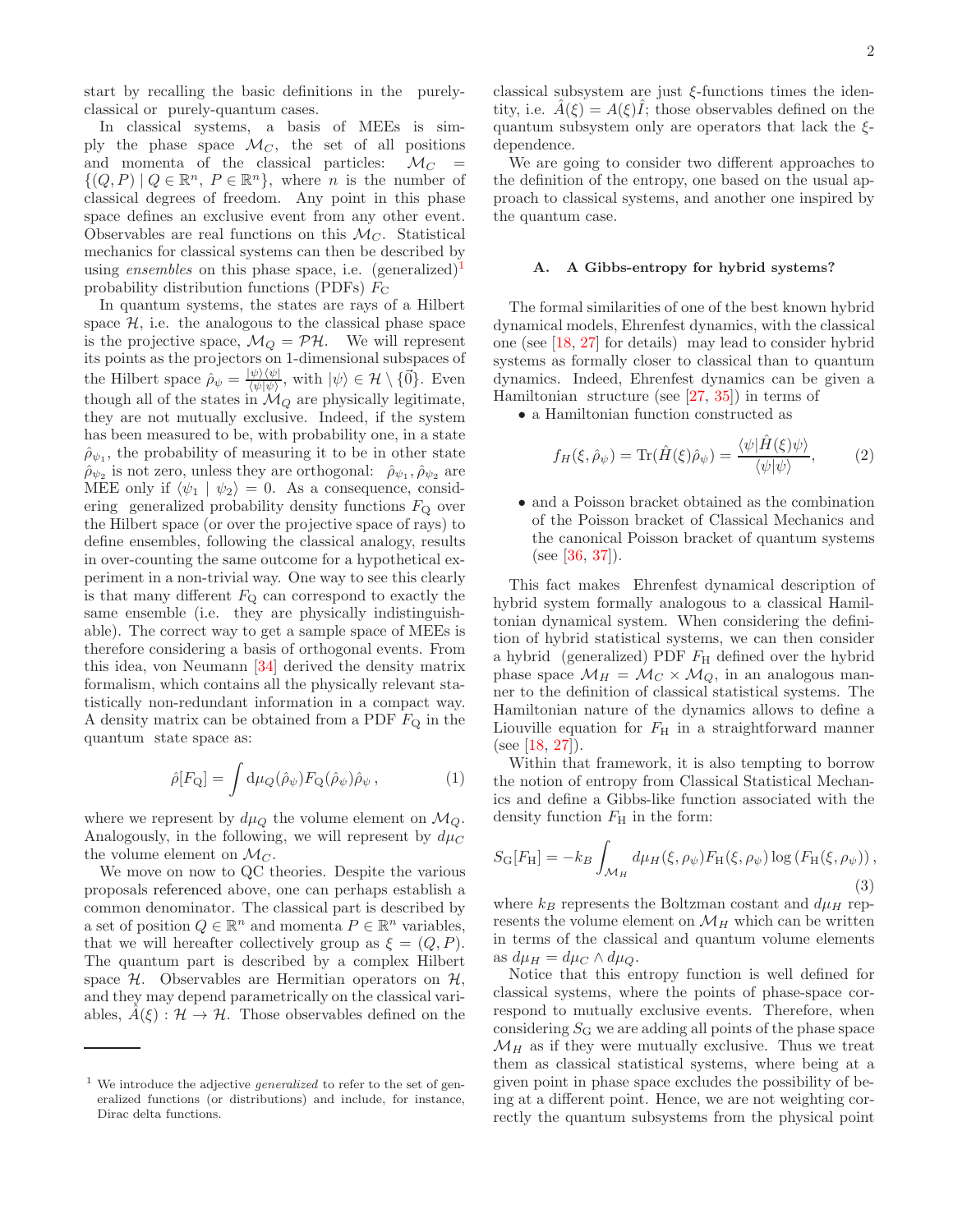start by recalling the basic definitions in the purely-classical or purely-quantum cases.

In classical systems, a basis of MEEs is simply the phase space $\mathcal{M}_C$, the set of all positions and momenta of the classical particles: $\mathcal{M}_C = \{(Q, P) \mid Q \in \mathbb{R}^n, P \in \mathbb{R}^n\}$, where $n$ is the number of classical degrees of freedom. Any point in this phase space defines an exclusive event from any other event. Observables are real functions on this $\mathcal{M}_C$. Statistical mechanics for classical systems can then be described by using *ensembles* on this phase space, i.e. (generalized)[1] probability distribution functions (PDFs) $F_{\rm C}$

In quantum systems, the states are rays of a Hilbert space $\mathcal{H}$, i.e. the analogous to the classical phase space is the projective space, $\mathcal{M}_Q = \mathcal{PH}$. We will represent its points as the projectors on 1-dimensional subspaces of the Hilbert space $\hat{\rho}_\psi = \frac{|\psi\rangle\langle\psi|}{\langle\psi|\psi\rangle}$, with $|\psi\rangle \in \mathcal{H} \setminus \{\vec{0}\}$. Even though all of the states in $\mathcal{M}_Q$ are physically legitimate, they are not mutually exclusive. Indeed, if the system has been measured to be, with probability one, in a state $\hat{\rho}_{\psi_1}$, the probability of measuring it to be in other state $\hat{\rho}_{\psi_2}$ is not zero, unless they are orthogonal: $\hat{\rho}_{\psi_1}, \hat{\rho}_{\psi_2}$ are MEE only if $\langle\psi_1 \mid \psi_2\rangle = 0$. As a consequence, considering generalized probability density functions $F_{\rm Q}$ over the Hilbert space (or over the projective space of rays) to define ensembles, following the classical analogy, results in over-counting the same outcome for a hypothetical experiment in a non-trivial way. One way to see this clearly is that many different $F_{\rm Q}$ can correspond to exactly the same ensemble (i.e. they are physically indistinguishable). The correct way to get a sample space of MEEs is therefore considering a basis of orthogonal events. From this idea, von Neumann [34] derived the density matrix formalism, which contains all the physically relevant statistically non-redundant information in a compact way. A density matrix can be obtained from a PDF $F_{\rm Q}$ in the quantum state space as:

$$\hat{\rho}[F_{\rm Q}] = \int d\mu_Q(\hat{\rho}_\psi) F_{\rm Q}(\hat{\rho}_\psi)\hat{\rho}_\psi\,, \tag{1}$$

where we represent by $d\mu_Q$ the volume element on $\mathcal{M}_Q$. Analogously, in the following, we will represent by $d\mu_C$ the volume element on $\mathcal{M}_C$.

We move on now to QC theories. Despite the various proposals referenced above, one can perhaps establish a common denominator. The classical part is described by a set of position $Q \in \mathbb{R}^n$ and momenta $P \in \mathbb{R}^n$ variables, that we will hereafter collectively group as $\xi = (Q, P)$. The quantum part is described by a complex Hilbert space $\mathcal{H}$. Observables are Hermitian operators on $\mathcal{H}$, and they may depend parametrically on the classical variables, $\hat{A}(\xi) : \mathcal{H} \to \mathcal{H}$. Those observables defined on the classical subsystem are just $\xi$-functions times the identity, i.e. $\hat{A}(\xi) = A(\xi)\hat{I}$; those observables defined on the quantum subsystem only are operators that lack the $\xi$-dependence.

We are going to consider two different approaches to the definition of the entropy, one based on the usual approach to classical systems, and another one inspired by the quantum case.

### A. A Gibbs-entropy for hybrid systems?

The formal similarities of one of the best known hybrid dynamical models, Ehrenfest dynamics, with the classical one (see [18, 27] for details) may lead to consider hybrid systems as formally closer to classical than to quantum dynamics. Indeed, Ehrenfest dynamics can be given a Hamiltonian structure (see [27, 35]) in terms of

- a Hamiltonian function constructed as

$$f_H(\xi, \hat{\rho}_\psi) = \mathrm{Tr}(\hat{H}(\xi)\hat{\rho}_\psi) = \frac{\langle\psi|\hat{H}(\xi)\psi\rangle}{\langle\psi|\psi\rangle}, \tag{2}$$

- and a Poisson bracket obtained as the combination of the Poisson bracket of Classical Mechanics and the canonical Poisson bracket of quantum systems (see [36, 37]).

This fact makes Ehrenfest dynamical description of hybrid system formally analogous to a classical Hamiltonian dynamical system. When considering the definition of hybrid statistical systems, we can then consider a hybrid (generalized) PDF $F_{\rm H}$ defined over the hybrid phase space $\mathcal{M}_H = \mathcal{M}_C \times \mathcal{M}_Q$, in an analogous manner to the definition of classical statistical systems. The Hamiltonian nature of the dynamics allows to define a Liouville equation for $F_{\rm H}$ in a straightforward manner (see [18, 27]).

Within that framework, it is also tempting to borrow the notion of entropy from Classical Statistical Mechanics and define a Gibbs-like function associated with the density function $F_{\rm H}$ in the form:

$$S_{\rm G}[F_{\rm H}] = -k_B \int_{\mathcal{M}_H} d\mu_H(\xi, \rho_\psi) F_{\rm H}(\xi, \rho_\psi) \log\left(F_{\rm H}(\xi, \rho_\psi)\right), \tag{3}$$

where $k_B$ represents the Boltzman costant and $d\mu_H$ represents the volume element on $\mathcal{M}_H$ which can be written in terms of the classical and quantum volume elements as $d\mu_H = d\mu_C \wedge d\mu_Q$.

Notice that this entropy function is well defined for classical systems, where the points of phase-space correspond to mutually exclusive events. Therefore, when considering $S_{\rm G}$ we are adding all points of the phase space $\mathcal{M}_H$ as if they were mutually exclusive. Thus we treat them as classical statistical systems, where being at a given point in phase space excludes the possibility of being at a different point. Hence, we are not weighting correctly the quantum subsystems from the physical point

[1] We introduce the adjective *generalized* to refer to the set of generalized functions (or distributions) and include, for instance, Dirac delta functions.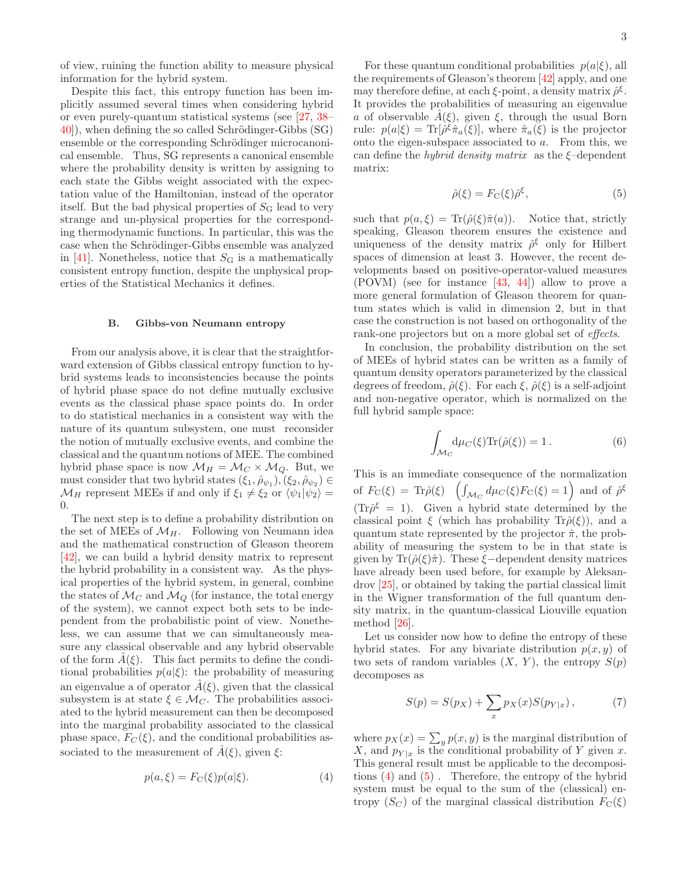of view, ruining the function ability to measure physical information for the hybrid system.

Despite this fact, this entropy function has been implicitly assumed several times when considering hybrid or even purely-quantum statistical systems (see [27, 38–40]), when defining the so called Schrödinger-Gibbs (SG) ensemble or the corresponding Schrödinger microcanonical ensemble. Thus, SG represents a canonical ensemble where the probability density is written by assigning to each state the Gibbs weight associated with the expectation value of the Hamiltonian, instead of the operator itself. But the bad physical properties of $S_{\rm G}$ lead to very strange and un-physical properties for the corresponding thermodynamic functions. In particular, this was the case when the Schrödinger-Gibbs ensemble was analyzed in [41]. Nonetheless, notice that $S_{\rm G}$ is a mathematically consistent entropy function, despite the unphysical properties of the Statistical Mechanics it defines.

### B. Gibbs-von Neumann entropy

From our analysis above, it is clear that the straightforward extension of Gibbs classical entropy function to hybrid systems leads to inconsistencies because the points of hybrid phase space do not define mutually exclusive events as the classical phase space points do. In order to do statistical mechanics in a consistent way with the nature of its quantum subsystem, one must reconsider the notion of mutually exclusive events, and combine the classical and the quantum notions of MEE. The combined hybrid phase space is now $\mathcal{M}_H = \mathcal{M}_C \times \mathcal{M}_Q$. But, we must consider that two hybrid states $(\xi_1, \hat{\rho}_{\psi_1}), (\xi_2, \hat{\rho}_{\psi_2}) \in \mathcal{M}_H$ represent MEEs if and only if $\xi_1 \neq \xi_2$ or $\langle \psi_1 | \psi_2 \rangle = 0$.

The next step is to define a probability distribution on the set of MEEs of $\mathcal{M}_H$. Following von Neumann idea and the mathematical construction of Gleason theorem [42], we can build a hybrid density matrix to represent the hybrid probability in a consistent way. As the physical properties of the hybrid system, in general, combine the states of $\mathcal{M}_C$ and $\mathcal{M}_Q$ (for instance, the total energy of the system), we cannot expect both sets to be independent from the probabilistic point of view. Nonetheless, we can assume that we can simultaneously measure any classical observable and any hybrid observable of the form $\hat{A}(\xi)$. This fact permits to define the conditional probabilities $p(a|\xi)$: the probability of measuring an eigenvalue a of operator $\hat{A}(\xi)$, given that the classical subsystem is at state $\xi \in \mathcal{M}_C$. The probabilities associated to the hybrid measurement can then be decomposed into the marginal probability associated to the classical phase space, $F_C(\xi)$, and the conditional probabilities associated to the measurement of $\hat{A}(\xi)$, given $\xi$:

$$p(a, \xi) = F_{\rm C}(\xi) p(a|\xi). \tag{4}$$

For these quantum conditional probabilities $p(a|\xi)$, all the requirements of Gleason's theorem [42] apply, and one may therefore define, at each $\xi$-point, a density matrix $\hat{\rho}^\xi$. It provides the probabilities of measuring an eigenvalue $a$ of observable $\hat{A}(\xi)$, given $\xi$, through the usual Born rule: $p(a|\xi) = {\rm Tr}[\hat{\rho}^\xi \hat{\pi}_a(\xi)]$, where $\hat{\pi}_a(\xi)$ is the projector onto the eigen-subspace associated to $a$. From this, we can define the *hybrid density matrix* as the $\xi$–dependent matrix:

$$\hat{\rho}(\xi) = F_{\rm C}(\xi) \hat{\rho}^\xi, \tag{5}$$

such that $p(a, \xi) = {\rm Tr}(\hat{\rho}(\xi)\hat{\pi}(a))$. Notice that, strictly speaking, Gleason theorem ensures the existence and uniqueness of the density matrix $\hat{\rho}^\xi$ only for Hilbert spaces of dimension at least 3. However, the recent developments based on positive-operator-valued measures (POVM) (see for instance [43, 44]) allow to prove a more general formulation of Gleason theorem for quantum states which is valid in dimension 2, but in that case the construction is not based on orthogonality of the rank-one projectors but on a more global set of *effects*.

In conclusion, the probability distribution on the set of MEEs of hybrid states can be written as a family of quantum density operators parameterized by the classical degrees of freedom, $\hat{\rho}(\xi)$. For each $\xi$, $\hat{\rho}(\xi)$ is a self-adjoint and non-negative operator, which is normalized on the full hybrid sample space:

$$\int_{\mathcal{M}_C} {\rm d}\mu_C(\xi) {\rm Tr}(\hat{\rho}(\xi)) = 1\,. \tag{6}$$

This is an immediate consequence of the normalization of $F_{\rm C}(\xi) = {\rm Tr}\hat{\rho}(\xi)$ $\left(\int_{\mathcal{M}_C} d\mu_C(\xi) F_{\rm C}(\xi) = 1\right)$ and of $\hat{\rho}^\xi$ $({\rm Tr}\hat{\rho}^\xi = 1)$. Given a hybrid state determined by the classical point $\xi$ (which has probability ${\rm Tr}\hat{\rho}(\xi)$), and a quantum state represented by the projector $\hat{\pi}$, the probability of measuring the system to be in that state is given by ${\rm Tr}(\hat{\rho}(\xi)\hat{\pi})$. These $\xi-$dependent density matrices have already been used before, for example by Aleksandrov [25], or obtained by taking the partial classical limit in the Wigner transformation of the full quantum density matrix, in the quantum-classical Liouville equation method [26].

Let us consider now how to define the entropy of these hybrid states. For any bivariate distribution $p(x, y)$ of two sets of random variables $(X,\, Y)$, the entropy $S(p)$ decomposes as

$$S(p) = S(p_X) + \sum_x p_X(x) S(p_{Y|x})\,, \tag{7}$$

where $p_X(x) = \sum_y p(x, y)$ is the marginal distribution of $X$, and $p_{Y|x}$ is the conditional probability of $Y$ given $x$. This general result must be applicable to the decompositions (4) and (5) . Therefore, the entropy of the hybrid system must be equal to the sum of the (classical) entropy $(S_C)$ of the marginal classical distribution $F_{\rm C}(\xi)$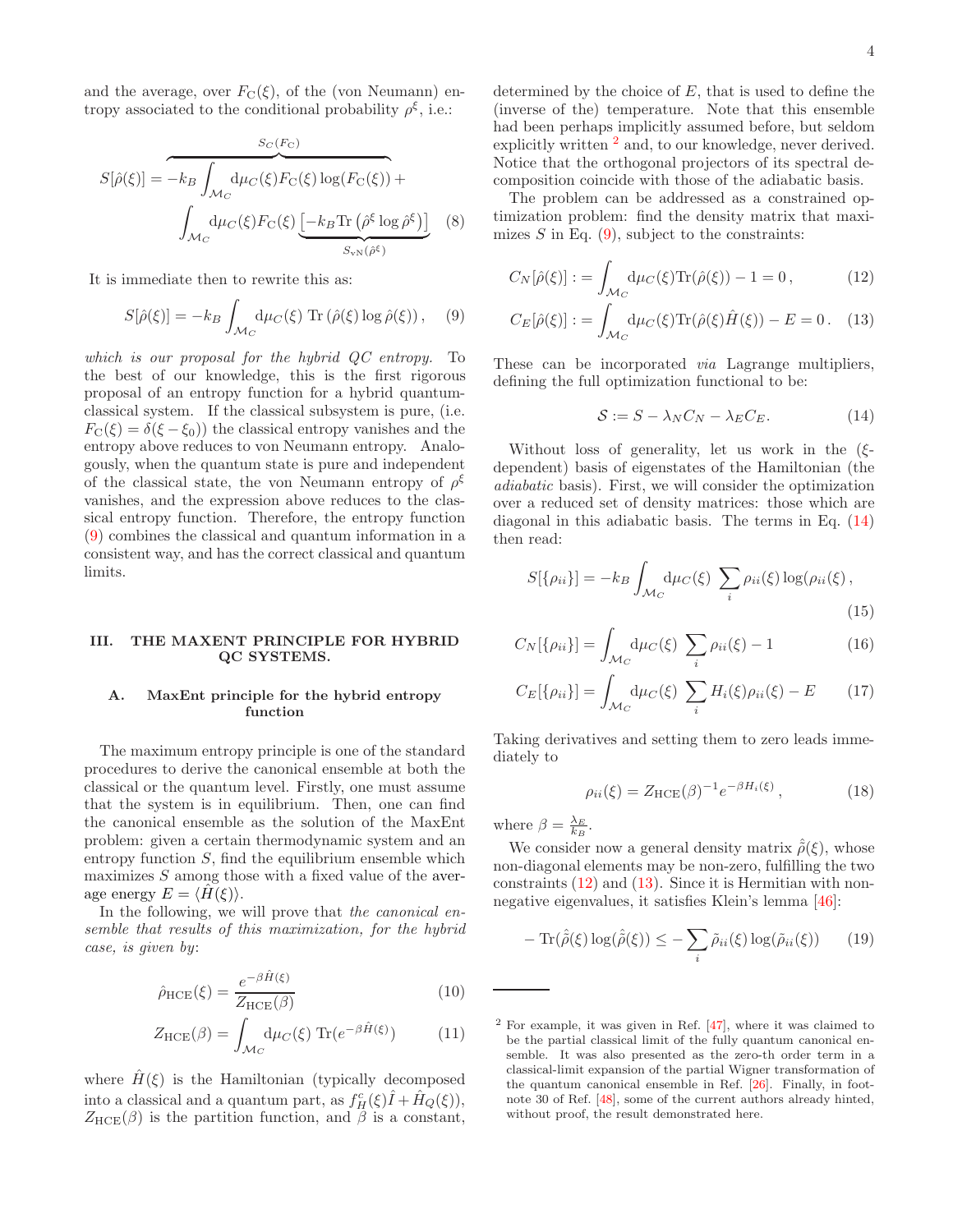and the average, over $F_{\rm C}(\xi)$, of the (von Neumann) entropy associated to the conditional probability $\rho^{\xi}$, i.e.:

$$S[\hat{\rho}(\xi)] = \overbrace{-k_B \int_{\mathcal{M}_C} {\rm d}\mu_C(\xi) F_{\rm C}(\xi) \log(F_{\rm C}(\xi))}^{S_C(F_{\rm C})} + \int_{\mathcal{M}_C} {\rm d}\mu_C(\xi) F_{\rm C}(\xi) \underbrace{\left[-k_B {\rm Tr}\left(\hat{\rho}^{\xi} \log \hat{\rho}^{\xi}\right)\right]}_{S_{\rm vN}(\hat{\rho}^{\xi})} \quad (8)$$

It is immediate then to rewrite this as:

$$S[\hat{\rho}(\xi)] = -k_B \int_{\mathcal{M}_C} {\rm d}\mu_C(\xi)\ {\rm Tr}\left(\hat{\rho}(\xi) \log \hat{\rho}(\xi)\right), \quad (9)$$

*which is our proposal for the hybrid QC entropy.* To the best of our knowledge, this is the first rigorous proposal of an entropy function for a hybrid quantum-classical system. If the classical subsystem is pure, (i.e. $F_{\rm C}(\xi) = \delta(\xi - \xi_0)$) the classical entropy vanishes and the entropy above reduces to von Neumann entropy. Analogously, when the quantum state is pure and independent of the classical state, the von Neumann entropy of $\rho^{\xi}$ vanishes, and the expression above reduces to the classical entropy function. Therefore, the entropy function (9) combines the classical and quantum information in a consistent way, and has the correct classical and quantum limits.

## III. THE MAXENT PRINCIPLE FOR HYBRID QC SYSTEMS.

### A. MaxEnt principle for the hybrid entropy function

The maximum entropy principle is one of the standard procedures to derive the canonical ensemble at both the classical or the quantum level. Firstly, one must assume that the system is in equilibrium. Then, one can find the canonical ensemble as the solution of the MaxEnt problem: given a certain thermodynamic system and an entropy function $S$, find the equilibrium ensemble which maximizes $S$ among those with a fixed value of the average energy $E = \langle \hat{H}(\xi) \rangle$.

In the following, we will prove that *the canonical ensemble that results of this maximization, for the hybrid case, is given by*:

$$\hat{\rho}_{\rm HCE}(\xi) = \frac{e^{-\beta \hat{H}(\xi)}}{Z_{\rm HCE}(\beta)} \quad (10)$$

$$Z_{\rm HCE}(\beta) = \int_{\mathcal{M}_C} {\rm d}\mu_C(\xi)\ {\rm Tr}(e^{-\beta \hat{H}(\xi)}) \quad (11)$$

where $\hat{H}(\xi)$ is the Hamiltonian (typically decomposed into a classical and a quantum part, as $f_H^c(\xi)\hat{I} + \hat{H}_Q(\xi)$), $Z_{\rm HCE}(\beta)$ is the partition function, and $\beta$ is a constant, determined by the choice of $E$, that is used to define the (inverse of the) temperature. Note that this ensemble had been perhaps implicitly assumed before, but seldom explicitly written [2] and, to our knowledge, never derived. Notice that the orthogonal projectors of its spectral decomposition coincide with those of the adiabatic basis.

The problem can be addressed as a constrained optimization problem: find the density matrix that maximizes $S$ in Eq. (9), subject to the constraints:

$$C_N[\hat{\rho}(\xi)] := \int_{\mathcal{M}_C} {\rm d}\mu_C(\xi) {\rm Tr}(\hat{\rho}(\xi)) - 1 = 0\,, \quad (12)$$

$$C_E[\hat{\rho}(\xi)] := \int_{\mathcal{M}_C} {\rm d}\mu_C(\xi) {\rm Tr}(\hat{\rho}(\xi)\hat{H}(\xi)) - E = 0\,. \quad (13)$$

These can be incorporated *via* Lagrange multipliers, defining the full optimization functional to be:

$$\mathcal{S} := S - \lambda_N C_N - \lambda_E C_E. \quad (14)$$

Without loss of generality, let us work in the ($\xi$-dependent) basis of eigenstates of the Hamiltonian (the *adiabatic* basis). First, we will consider the optimization over a reduced set of density matrices: those which are diagonal in this adiabatic basis. The terms in Eq. (14) then read:

$$S[\{\rho_{ii}\}] = -k_B \int_{\mathcal{M}_C} {\rm d}\mu_C(\xi)\ \sum_i \rho_{ii}(\xi) \log(\rho_{ii}(\xi)\,, \quad (15)$$

$$C_N[\{\rho_{ii}\}] = \int_{\mathcal{M}_C} {\rm d}\mu_C(\xi)\ \sum_i \rho_{ii}(\xi) - 1 \quad (16)$$

$$C_E[\{\rho_{ii}\}] = \int_{\mathcal{M}_C} {\rm d}\mu_C(\xi)\ \sum_i H_i(\xi)\rho_{ii}(\xi) - E \quad (17)$$

Taking derivatives and setting them to zero leads immediately to

$$\rho_{ii}(\xi) = Z_{\rm HCE}(\beta)^{-1} e^{-\beta H_i(\xi)}\,, \quad (18)$$

where $\beta = \frac{\lambda_E}{k_B}$.

We consider now a general density matrix $\hat{\tilde{\rho}}(\xi)$, whose non-diagonal elements may be non-zero, fulfilling the two constraints (12) and (13). Since it is Hermitian with non-negative eigenvalues, it satisfies Klein's lemma [46]:

$$-\,{\rm Tr}(\hat{\tilde{\rho}}(\xi) \log(\hat{\tilde{\rho}}(\xi)) \leq -\sum_i \tilde{\rho}_{ii}(\xi) \log(\tilde{\rho}_{ii}(\xi)) \quad (19)$$

---

[2] For example, it was given in Ref. [47], where it was claimed to be the partial classical limit of the fully quantum canonical ensemble. It was also presented as the zero-th order term in a classical-limit expansion of the partial Wigner transformation of the quantum canonical ensemble in Ref. [26]. Finally, in footnote 30 of Ref. [48], some of the current authors already hinted, without proof, the result demonstrated here.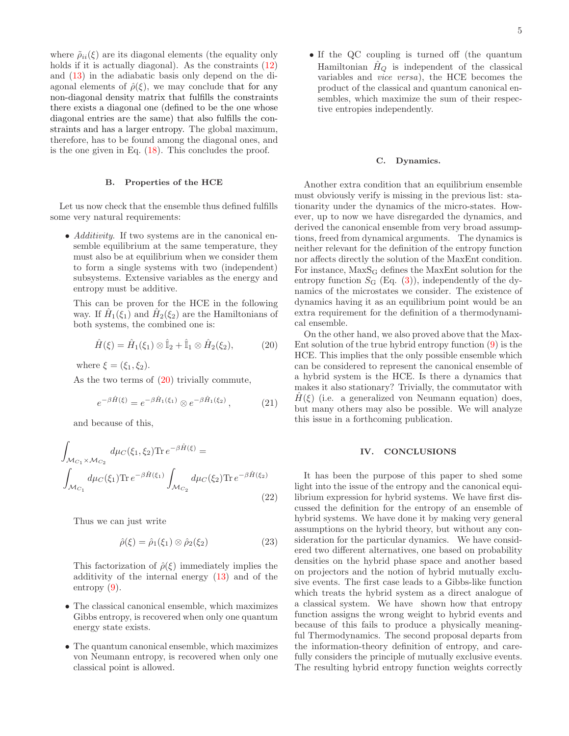where $\tilde{\rho}_{ii}(\xi)$ are its diagonal elements (the equality only holds if it is actually diagonal). As the constraints (12) and (13) in the adiabatic basis only depend on the diagonal elements of $\hat{\rho}(\xi)$, we may conclude that for any non-diagonal density matrix that fulfills the constraints there exists a diagonal one (defined to be the one whose diagonal entries are the same) that also fulfills the constraints and has a larger entropy. The global maximum, therefore, has to be found among the diagonal ones, and is the one given in Eq. (18). This concludes the proof.

### B. Properties of the HCE

Let us now check that the ensemble thus defined fulfills some very natural requirements:

- *Additivity*. If two systems are in the canonical ensemble equilibrium at the same temperature, they must also be at equilibrium when we consider them to form a single systems with two (independent) subsystems. Extensive variables as the energy and entropy must be additive.

  This can be proven for the HCE in the following way. If $\hat{H}_1(\xi_1)$ and $\hat{H}_2(\xi_2)$ are the Hamiltonians of both systems, the combined one is:

  $$\hat{H}(\xi) = \hat{H}_1(\xi_1) \otimes \hat{\mathbb{I}}_2 + \hat{\mathbb{I}}_1 \otimes \hat{H}_2(\xi_2), \tag{20}$$

  where $\xi = (\xi_1, \xi_2)$.

  As the two terms of (20) trivially commute,

  $$e^{-\beta \hat{H}(\xi)} = e^{-\beta \hat{H}_1(\xi_1)} \otimes e^{-\beta \hat{H}_1(\xi_2)}, \tag{21}$$

  and because of this,

  $$\begin{aligned} &\int_{\mathcal{M}_{C_1} \times \mathcal{M}_{C_2}} d\mu_C(\xi_1, \xi_2) \mathrm{Tr}\, e^{-\beta \hat{H}(\xi)} = \\ &\int_{\mathcal{M}_{C_1}} d\mu_C(\xi_1) \mathrm{Tr}\, e^{-\beta \hat{H}(\xi_1)} \int_{\mathcal{M}_{C_2}} d\mu_C(\xi_2) \mathrm{Tr}\, e^{-\beta \hat{H}(\xi_2)} \end{aligned} \tag{22}$$

  Thus we can just write

  $$\hat{\rho}(\xi) = \hat{\rho}_1(\xi_1) \otimes \hat{\rho}_2(\xi_2) \tag{23}$$

  This factorization of $\hat{\rho}(\xi)$ immediately implies the additivity of the internal energy (13) and of the entropy (9).

- The classical canonical ensemble, which maximizes Gibbs entropy, is recovered when only one quantum energy state exists.

- The quantum canonical ensemble, which maximizes von Neumann entropy, is recovered when only one classical point is allowed.

- If the QC coupling is turned off (the quantum Hamiltonian $\hat{H}_Q$ is independent of the classical variables and *vice versa*), the HCE becomes the product of the classical and quantum canonical ensembles, which maximize the sum of their respective entropies independently.

### C. Dynamics.

Another extra condition that an equilibrium ensemble must obviously verify is missing in the previous list: stationarity under the dynamics of the micro-states. However, up to now we have disregarded the dynamics, and derived the canonical ensemble from very broad assumptions, freed from dynamical arguments. The dynamics is neither relevant for the definition of the entropy function nor affects directly the solution of the MaxEnt condition. For instance, $\mathrm{MaxS_G}$ defines the MaxEnt solution for the entropy function $S_\mathrm{G}$ (Eq. (3)), independently of the dynamics of the microstates we consider. The existence of dynamics having it as an equilibrium point would be an extra requirement for the definition of a thermodynamical ensemble.

On the other hand, we also proved above that the MaxEnt solution of the true hybrid entropy function (9) is the HCE. This implies that the only possible ensemble which can be considered to represent the canonical ensemble of a hybrid system is the HCE. Is there a dynamics that makes it also stationary? Trivially, the commutator with $\hat{H}(\xi)$ (i.e. a generalized von Neumann equation) does, but many others may also be possible. We will analyze this issue in a forthcoming publication.

## IV. CONCLUSIONS

It has been the purpose of this paper to shed some light into the issue of the entropy and the canonical equilibrium expression for hybrid systems. We have first discussed the definition for the entropy of an ensemble of hybrid systems. We have done it by making very general assumptions on the hybrid theory, but without any consideration for the particular dynamics. We have considered two different alternatives, one based on probability densities on the hybrid phase space and another based on projectors and the notion of hybrid mutually exclusive events. The first case leads to a Gibbs-like function which treats the hybrid system as a direct analogue of a classical system. We have shown how that entropy function assigns the wrong weight to hybrid events and because of this fails to produce a physically meaningful Thermodynamics. The second proposal departs from the information-theory definition of entropy, and carefully considers the principle of mutually exclusive events. The resulting hybrid entropy function weights correctly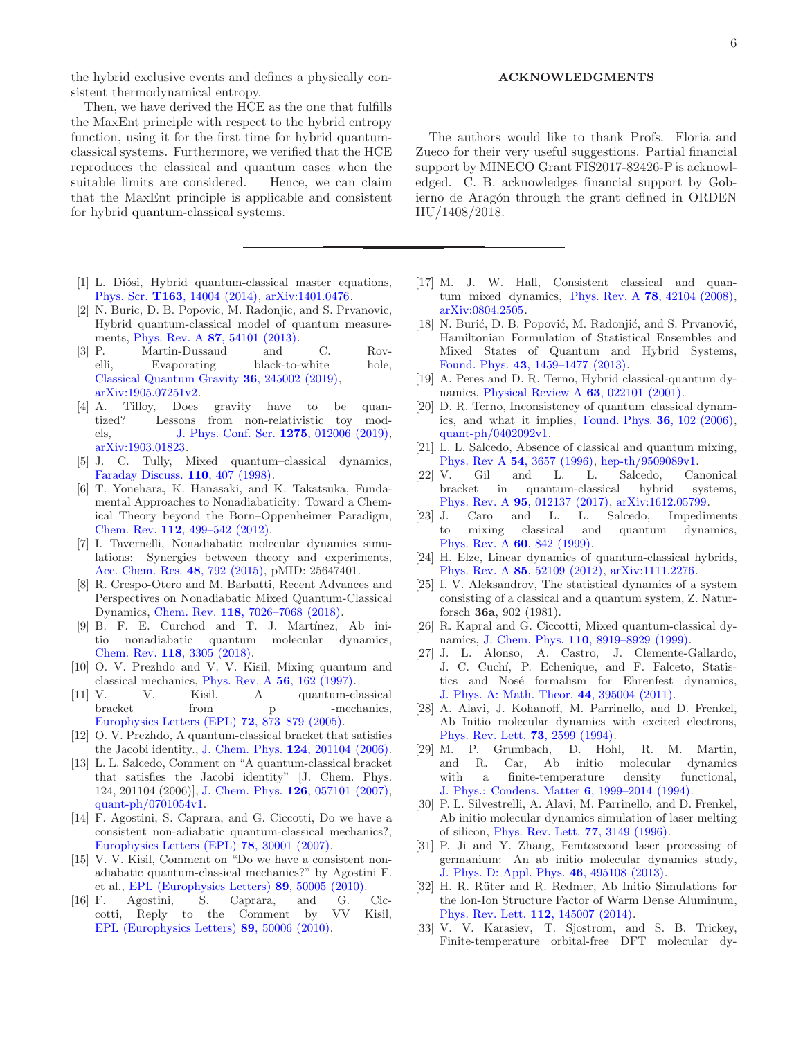the hybrid exclusive events and defines a physically consistent thermodynamical entropy.

Then, we have derived the HCE as the one that fulfills the MaxEnt principle with respect to the hybrid entropy function, using it for the first time for hybrid quantum-classical systems. Furthermore, we verified that the HCE reproduces the classical and quantum cases when the suitable limits are considered. Hence, we can claim that the MaxEnt principle is applicable and consistent for hybrid quantum-classical systems.

## ACKNOWLEDGMENTS

The authors would like to thank Profs. Floria and Zueco for their very useful suggestions. Partial financial support by MINECO Grant FIS2017-82426-P is acknowledged. C. B. acknowledges financial support by Gobierno de Aragón through the grant defined in ORDEN IIU/1408/2018.

---

[1] L. Diósi, Hybrid quantum-classical master equations, Phys. Scr. **T163**, 14004 (2014), arXiv:1401.0476.

[2] N. Buric, D. B. Popovic, M. Radonjic, and S. Prvanovic, Hybrid quantum-classical model of quantum measurements, Phys. Rev. A **87**, 54101 (2013).

[3] P. Martin-Dussaud and C. Rovelli, Evaporating black-to-white hole, Classical Quantum Gravity **36**, 245002 (2019), arXiv:1905.07251v2.

[4] A. Tilloy, Does gravity have to be quantized? Lessons from non-relativistic toy models, J. Phys. Conf. Ser. **1275**, 012006 (2019), arXiv:1903.01823.

[5] J. C. Tully, Mixed quantum–classical dynamics, Faraday Discuss. **110**, 407 (1998).

[6] T. Yonehara, K. Hanasaki, and K. Takatsuka, Fundamental Approaches to Nonadiabaticity: Toward a Chemical Theory beyond the Born–Oppenheimer Paradigm, Chem. Rev. **112**, 499–542 (2012).

[7] I. Tavernelli, Nonadiabatic molecular dynamics simulations: Synergies between theory and experiments, Acc. Chem. Res. **48**, 792 (2015), pMID: 25647401.

[8] R. Crespo-Otero and M. Barbatti, Recent Advances and Perspectives on Nonadiabatic Mixed Quantum-Classical Dynamics, Chem. Rev. **118**, 7026–7068 (2018).

[9] B. F. E. Curchod and T. J. Martínez, Ab initio nonadiabatic quantum molecular dynamics, Chem. Rev. **118**, 3305 (2018).

[10] O. V. Prezhdo and V. V. Kisil, Mixing quantum and classical mechanics, Phys. Rev. A **56**, 162 (1997).

[11] V. V. Kisil, A quantum-classical bracket from p -mechanics, Europhysics Letters (EPL) **72**, 873–879 (2005).

[12] O. V. Prezhdo, A quantum-classical bracket that satisfies the Jacobi identity., J. Chem. Phys. **124**, 201104 (2006).

[13] L. L. Salcedo, Comment on "A quantum-classical bracket that satisfies the Jacobi identity" [J. Chem. Phys. 124, 201104 (2006)], J. Chem. Phys. **126**, 057101 (2007), quant-ph/0701054v1.

[14] F. Agostini, S. Caprara, and G. Ciccotti, Do we have a consistent non-adiabatic quantum-classical mechanics?, Europhysics Letters (EPL) **78**, 30001 (2007).

[15] V. V. Kisil, Comment on "Do we have a consistent non-adiabatic quantum-classical mechanics?" by Agostini F. et al., EPL (Europhysics Letters) **89**, 50005 (2010).

[16] F. Agostini, S. Caprara, and G. Ciccotti, Reply to the Comment by VV Kisil, EPL (Europhysics Letters) **89**, 50006 (2010).

[17] M. J. W. Hall, Consistent classical and quantum mixed dynamics, Phys. Rev. A **78**, 42104 (2008), arXiv:0804.2505.

[18] N. Burić, D. B. Popović, M. Radonjić, and S. Prvanović, Hamiltonian Formulation of Statistical Ensembles and Mixed States of Quantum and Hybrid Systems, Found. Phys. **43**, 1459–1477 (2013).

[19] A. Peres and D. R. Terno, Hybrid classical-quantum dynamics, Physical Review A **63**, 022101 (2001).

[20] D. R. Terno, Inconsistency of quantum–classical dynamics, and what it implies, Found. Phys. **36**, 102 (2006), quant-ph/0402092v1.

[21] L. L. Salcedo, Absence of classical and quantum mixing, Phys. Rev A **54**, 3657 (1996), hep-th/9509089v1.

[22] V. Gil and L. L. Salcedo, Canonical bracket in quantum-classical hybrid systems, Phys. Rev. A **95**, 012137 (2017), arXiv:1612.05799.

[23] J. Caro and L. L. Salcedo, Impediments to mixing classical and quantum dynamics, Phys. Rev. A **60**, 842 (1999).

[24] H. Elze, Linear dynamics of quantum-classical hybrids, Phys. Rev. A **85**, 52109 (2012), arXiv:1111.2276.

[25] I. V. Aleksandrov, The statistical dynamics of a system consisting of a classical and a quantum system, Z. Naturforsch **36a**, 902 (1981).

[26] R. Kapral and G. Ciccotti, Mixed quantum-classical dynamics, J. Chem. Phys. **110**, 8919–8929 (1999).

[27] J. L. Alonso, A. Castro, J. Clemente-Gallardo, J. C. Cuchí, P. Echenique, and F. Falceto, Statistics and Nosé formalism for Ehrenfest dynamics, J. Phys. A: Math. Theor. **44**, 395004 (2011).

[28] A. Alavi, J. Kohanoff, M. Parrinello, and D. Frenkel, Ab Initio molecular dynamics with excited electrons, Phys. Rev. Lett. **73**, 2599 (1994).

[29] M. P. Grumbach, D. Hohl, R. M. Martin, and R. Car, Ab initio molecular dynamics with a finite-temperature density functional, J. Phys.: Condens. Matter **6**, 1999–2014 (1994).

[30] P. L. Silvestrelli, A. Alavi, M. Parrinello, and D. Frenkel, Ab initio molecular dynamics simulation of laser melting of silicon, Phys. Rev. Lett. **77**, 3149 (1996).

[31] P. Ji and Y. Zhang, Femtosecond laser processing of germanium: An ab initio molecular dynamics study, J. Phys. D: Appl. Phys. **46**, 495108 (2013).

[32] H. R. Rüter and R. Redmer, Ab Initio Simulations for the Ion-Ion Structure Factor of Warm Dense Aluminum, Phys. Rev. Lett. **112**, 145007 (2014).

[33] V. V. Karasiev, T. Sjostrom, and S. B. Trickey, Finite-temperature orbital-free DFT molecular dy-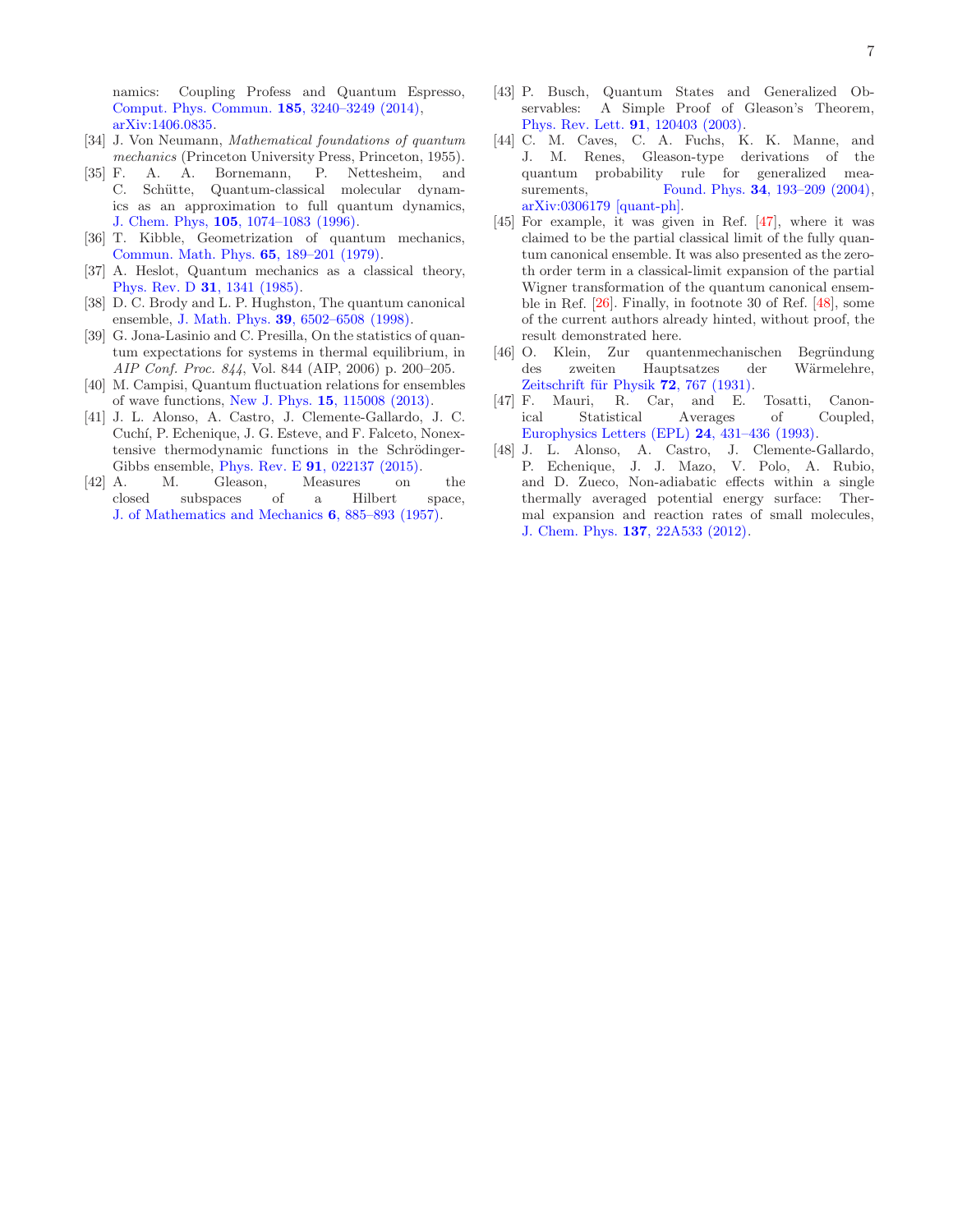namics: Coupling Profess and Quantum Espresso, Comput. Phys. Commun. **185**, 3240–3249 (2014), arXiv:1406.0835.

[34] J. Von Neumann, *Mathematical foundations of quantum mechanics* (Princeton University Press, Princeton, 1955).

[35] F. A. A. Bornemann, P. Nettesheim, and C. Schütte, Quantum-classical molecular dynamics as an approximation to full quantum dynamics, J. Chem. Phys, **105**, 1074–1083 (1996).

[36] T. Kibble, Geometrization of quantum mechanics, Commun. Math. Phys. **65**, 189–201 (1979).

[37] A. Heslot, Quantum mechanics as a classical theory, Phys. Rev. D **31**, 1341 (1985).

[38] D. C. Brody and L. P. Hughston, The quantum canonical ensemble, J. Math. Phys. **39**, 6502–6508 (1998).

[39] G. Jona-Lasinio and C. Presilla, On the statistics of quantum expectations for systems in thermal equilibrium, in *AIP Conf. Proc. 844*, Vol. 844 (AIP, 2006) p. 200–205.

[40] M. Campisi, Quantum fluctuation relations for ensembles of wave functions, New J. Phys. **15**, 115008 (2013).

[41] J. L. Alonso, A. Castro, J. Clemente-Gallardo, J. C. Cuchí, P. Echenique, J. G. Esteve, and F. Falceto, Nonextensive thermodynamic functions in the Schrödinger-Gibbs ensemble, Phys. Rev. E **91**, 022137 (2015).

[42] A. M. Gleason, Measures on the closed subspaces of a Hilbert space, J. of Mathematics and Mechanics **6**, 885–893 (1957).

[43] P. Busch, Quantum States and Generalized Observables: A Simple Proof of Gleason's Theorem, Phys. Rev. Lett. **91**, 120403 (2003).

[44] C. M. Caves, C. A. Fuchs, K. K. Manne, and J. M. Renes, Gleason-type derivations of the quantum probability rule for generalized measurements, Found. Phys. **34**, 193–209 (2004), arXiv:0306179 [quant-ph].

[45] For example, it was given in Ref. [47], where it was claimed to be the partial classical limit of the fully quantum canonical ensemble. It was also presented as the zero-th order term in a classical-limit expansion of the partial Wigner transformation of the quantum canonical ensemble in Ref. [26]. Finally, in footnote 30 of Ref. [48], some of the current authors already hinted, without proof, the result demonstrated here.

[46] O. Klein, Zur quantenmechanischen Begründung des zweiten Hauptsatzes der Wärmelehre, Zeitschrift für Physik **72**, 767 (1931).

[47] F. Mauri, R. Car, and E. Tosatti, Canonical Statistical Averages of Coupled, Europhysics Letters (EPL) **24**, 431–436 (1993).

[48] J. L. Alonso, A. Castro, J. Clemente-Gallardo, P. Echenique, J. J. Mazo, V. Polo, A. Rubio, and D. Zueco, Non-adiabatic effects within a single thermally averaged potential energy surface: Thermal expansion and reaction rates of small molecules, J. Chem. Phys. **137**, 22A533 (2012).